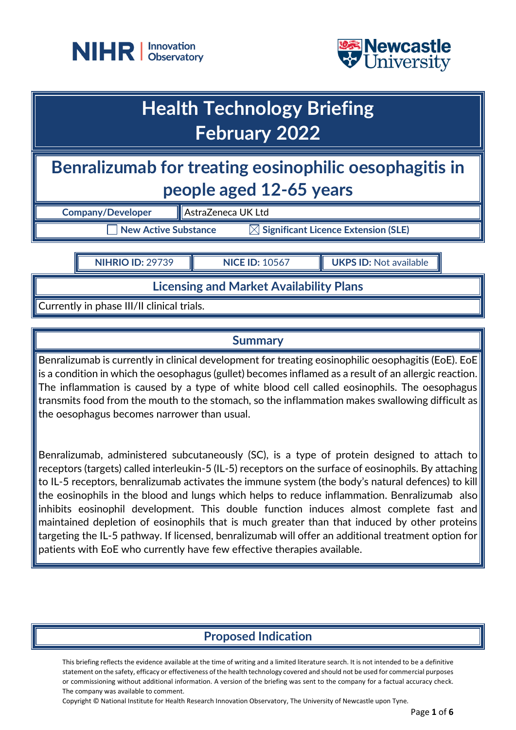# Health Technology Briefing
# February 2022

## Benralizumab for treating eosinophilic oesophagitis in people aged 12-65 years

| **Company/Developer** | AstraZeneca UK Ltd |
|---|---|

☐ **New Active Substance** ☒ **Significant Licence Extension (SLE)**

| **NIHRIO ID:** 29739 | **NICE ID:** 10567 | **UKPS ID:** Not available |
|---|---|---|

### Licensing and Market Availability Plans

Currently in phase III/II clinical trials.

### Summary

Benralizumab is currently in clinical development for treating eosinophilic oesophagitis (EoE). EoE is a condition in which the oesophagus (gullet) becomes inflamed as a result of an allergic reaction. The inflammation is caused by a type of white blood cell called eosinophils. The oesophagus transmits food from the mouth to the stomach, so the inflammation makes swallowing difficult as the oesophagus becomes narrower than usual.

Benralizumab, administered subcutaneously (SC), is a type of protein designed to attach to receptors (targets) called interleukin-5 (IL-5) receptors on the surface of eosinophils. By attaching to IL-5 receptors, benralizumab activates the immune system (the body's natural defences) to kill the eosinophils in the blood and lungs which helps to reduce inflammation. Benralizumab also inhibits eosinophil development. This double function induces almost complete fast and maintained depletion of eosinophils that is much greater than that induced by other proteins targeting the IL-5 pathway. If licensed, benralizumab will offer an additional treatment option for patients with EoE who currently have few effective therapies available.

### Proposed Indication

This briefing reflects the evidence available at the time of writing and a limited literature search. It is not intended to be a definitive statement on the safety, efficacy or effectiveness of the health technology covered and should not be used for commercial purposes or commissioning without additional information. A version of the briefing was sent to the company for a factual accuracy check. The company was available to comment.

Copyright © National Institute for Health Research Innovation Observatory, The University of Newcastle upon Tyne.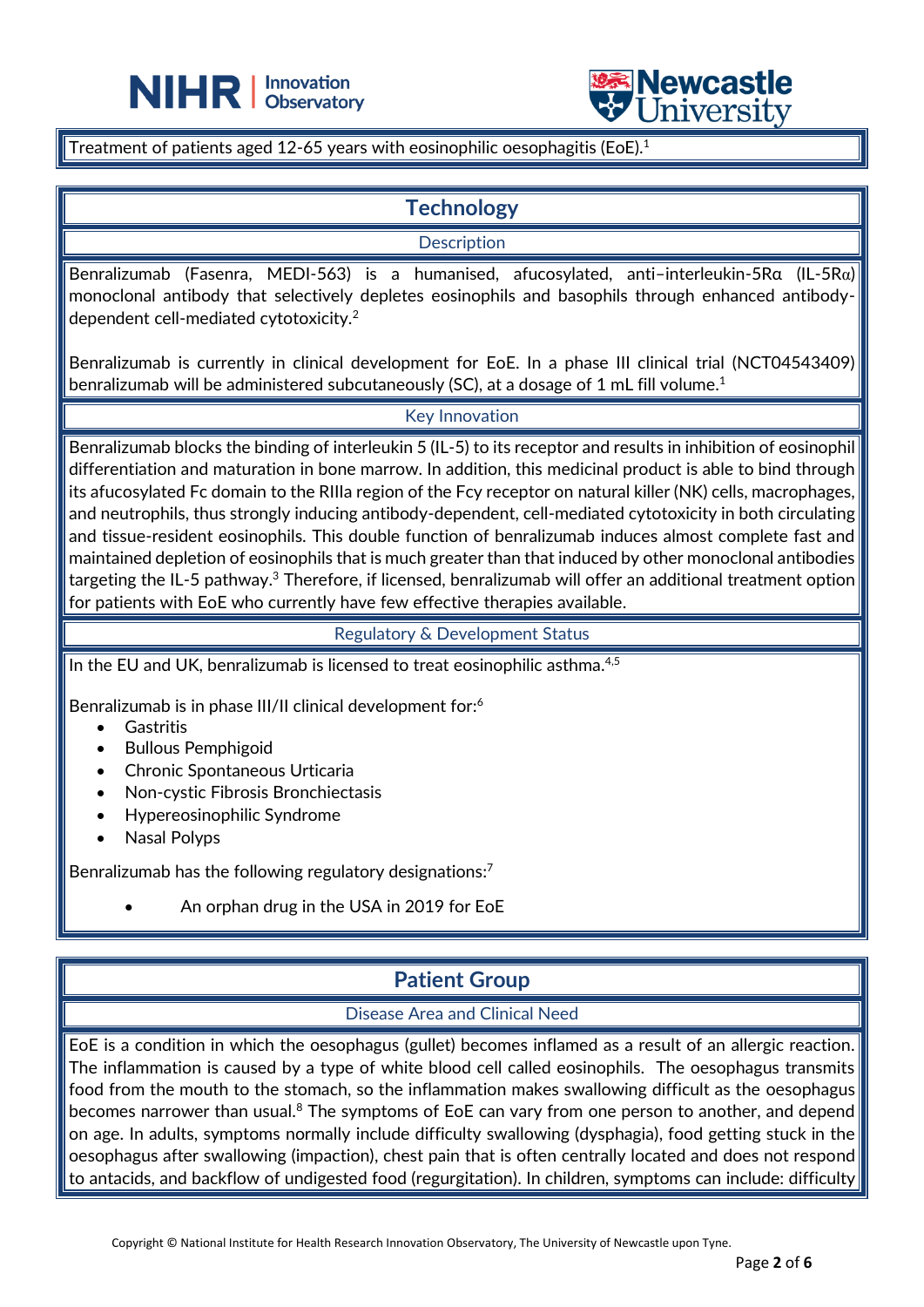Treatment of patients aged 12-65 years with eosinophilic oesophagitis (EoE).[1]

## Technology

### Description

Benralizumab (Fasenra, MEDI-563) is a humanised, afucosylated, anti–interleukin-5Rα (IL-5Rα) monoclonal antibody that selectively depletes eosinophils and basophils through enhanced antibody-dependent cell-mediated cytotoxicity.[2]

Benralizumab is currently in clinical development for EoE. In a phase III clinical trial (NCT04543409) benralizumab will be administered subcutaneously (SC), at a dosage of 1 mL fill volume.[1]

### Key Innovation

Benralizumab blocks the binding of interleukin 5 (IL-5) to its receptor and results in inhibition of eosinophil differentiation and maturation in bone marrow. In addition, this medicinal product is able to bind through its afucosylated Fc domain to the RIIIa region of the Fcy receptor on natural killer (NK) cells, macrophages, and neutrophils, thus strongly inducing antibody-dependent, cell-mediated cytotoxicity in both circulating and tissue-resident eosinophils. This double function of benralizumab induces almost complete fast and maintained depletion of eosinophils that is much greater than that induced by other monoclonal antibodies targeting the IL-5 pathway.[3] Therefore, if licensed, benralizumab will offer an additional treatment option for patients with EoE who currently have few effective therapies available.

### Regulatory & Development Status

In the EU and UK, benralizumab is licensed to treat eosinophilic asthma.[4,5]

Benralizumab is in phase III/II clinical development for:[6]

- Gastritis
- Bullous Pemphigoid
- Chronic Spontaneous Urticaria
- Non-cystic Fibrosis Bronchiectasis
- Hypereosinophilic Syndrome
- Nasal Polyps

Benralizumab has the following regulatory designations:[7]

- An orphan drug in the USA in 2019 for EoE

## Patient Group

### Disease Area and Clinical Need

EoE is a condition in which the oesophagus (gullet) becomes inflamed as a result of an allergic reaction. The inflammation is caused by a type of white blood cell called eosinophils. The oesophagus transmits food from the mouth to the stomach, so the inflammation makes swallowing difficult as the oesophagus becomes narrower than usual.[8] The symptoms of EoE can vary from one person to another, and depend on age. In adults, symptoms normally include difficulty swallowing (dysphagia), food getting stuck in the oesophagus after swallowing (impaction), chest pain that is often centrally located and does not respond to antacids, and backflow of undigested food (regurgitation). In children, symptoms can include: difficulty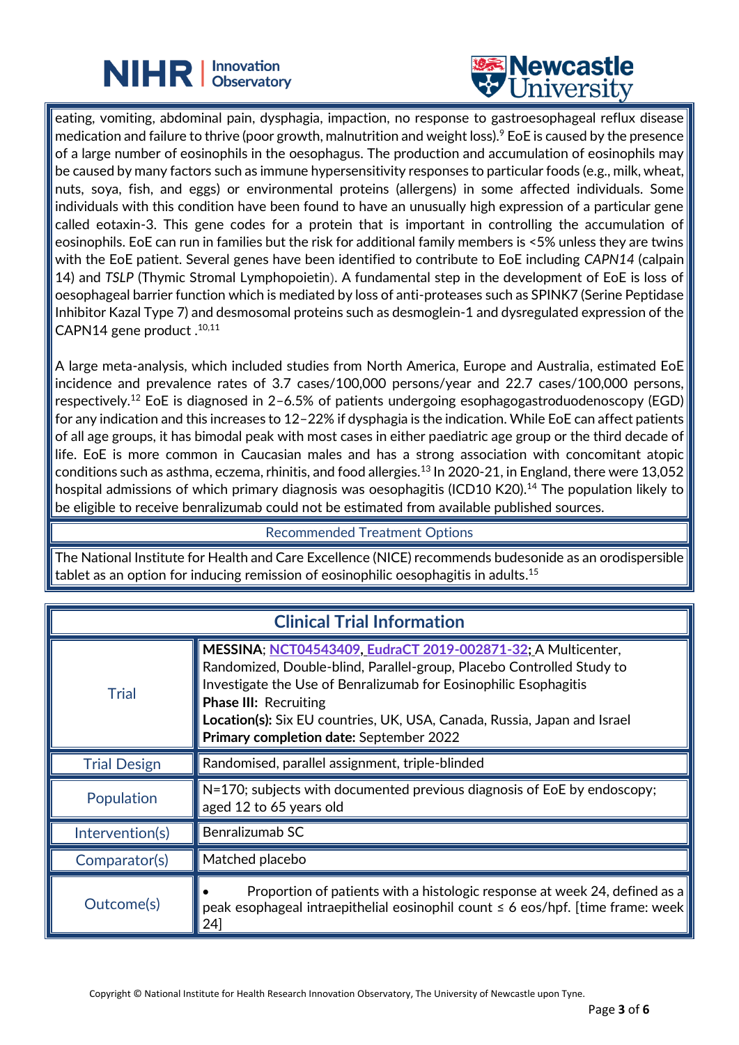eating, vomiting, abdominal pain, dysphagia, impaction, no response to gastroesophageal reflux disease medication and failure to thrive (poor growth, malnutrition and weight loss).[9] EoE is caused by the presence of a large number of eosinophils in the oesophagus. The production and accumulation of eosinophils may be caused by many factors such as immune hypersensitivity responses to particular foods (e.g., milk, wheat, nuts, soya, fish, and eggs) or environmental proteins (allergens) in some affected individuals. Some individuals with this condition have been found to have an unusually high expression of a particular gene called eotaxin-3. This gene codes for a protein that is important in controlling the accumulation of eosinophils. EoE can run in families but the risk for additional family members is <5% unless they are twins with the EoE patient. Several genes have been identified to contribute to EoE including *CAPN14* (calpain 14) and *TSLP* (Thymic Stromal Lymphopoietin). A fundamental step in the development of EoE is loss of oesophageal barrier function which is mediated by loss of anti-proteases such as SPINK7 (Serine Peptidase Inhibitor Kazal Type 7) and desmosomal proteins such as desmoglein-1 and dysregulated expression of the CAPN14 gene product .[10,11]

A large meta-analysis, which included studies from North America, Europe and Australia, estimated EoE incidence and prevalence rates of 3.7 cases/100,000 persons/year and 22.7 cases/100,000 persons, respectively.[12] EoE is diagnosed in 2–6.5% of patients undergoing esophagogastroduodenoscopy (EGD) for any indication and this increases to 12–22% if dysphagia is the indication. While EoE can affect patients of all age groups, it has bimodal peak with most cases in either paediatric age group or the third decade of life. EoE is more common in Caucasian males and has a strong association with concomitant atopic conditions such as asthma, eczema, rhinitis, and food allergies.[13] In 2020-21, in England, there were 13,052 hospital admissions of which primary diagnosis was oesophagitis (ICD10 K20).[14] The population likely to be eligible to receive benralizumab could not be estimated from available published sources.

## Recommended Treatment Options

The National Institute for Health and Care Excellence (NICE) recommends budesonide as an orodispersible tablet as an option for inducing remission of eosinophilic oesophagitis in adults.[15]

## Clinical Trial Information

| | |
|---|---|
| Trial | **MESSINA**; NCT04543409, EudraCT 2019-002871-32; A Multicenter, Randomized, Double-blind, Parallel-group, Placebo Controlled Study to Investigate the Use of Benralizumab for Eosinophilic Esophagitis<br>**Phase III:** Recruiting<br>**Location(s):** Six EU countries, UK, USA, Canada, Russia, Japan and Israel<br>**Primary completion date:** September 2022 |
| Trial Design | Randomised, parallel assignment, triple-blinded |
| Population | N=170; subjects with documented previous diagnosis of EoE by endoscopy; aged 12 to 65 years old |
| Intervention(s) | Benralizumab SC |
| Comparator(s) | Matched placebo |
| Outcome(s) | • Proportion of patients with a histologic response at week 24, defined as a peak esophageal intraepithelial eosinophil count ≤ 6 eos/hpf. [time frame: week 24] |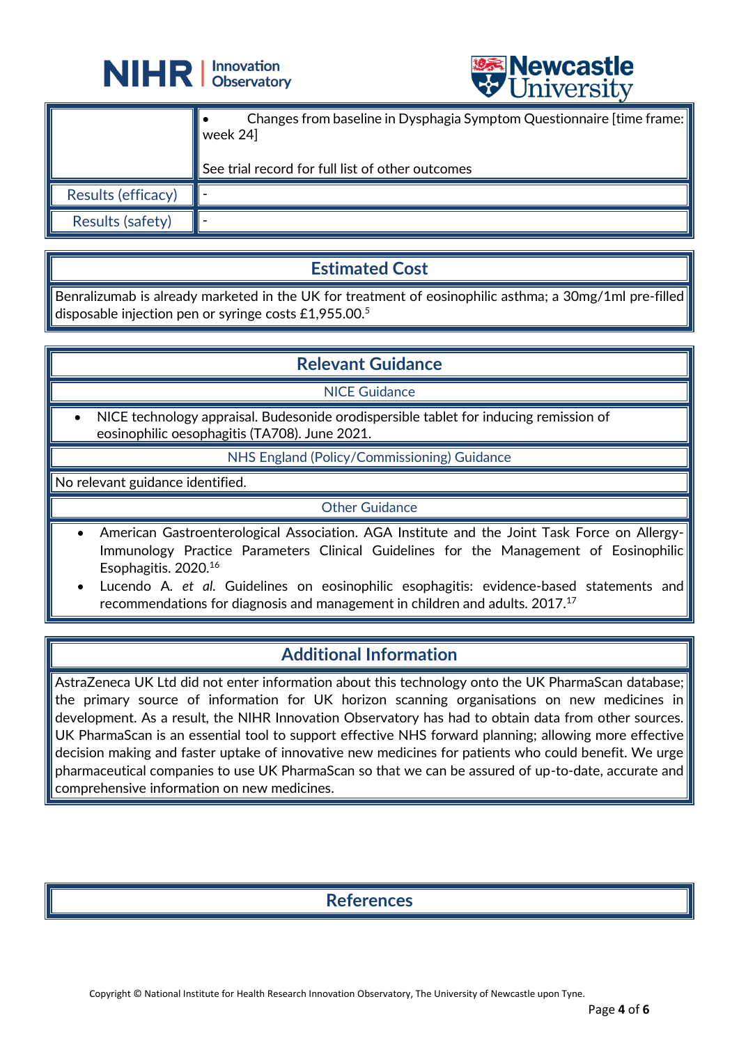|  |  |
|---|---|
|  | • Changes from baseline in Dysphagia Symptom Questionnaire [time frame: week 24]<br><br>See trial record for full list of other outcomes |
| Results (efficacy) | - |
| Results (safety) | - |

## Estimated Cost

Benralizumab is already marketed in the UK for treatment of eosinophilic asthma; a 30mg/1ml pre-filled disposable injection pen or syringe costs £1,955.00.[5]

## Relevant Guidance

### NICE Guidance

- NICE technology appraisal. Budesonide orodispersible tablet for inducing remission of eosinophilic oesophagitis (TA708). June 2021.

### NHS England (Policy/Commissioning) Guidance

No relevant guidance identified.

### Other Guidance

- American Gastroenterological Association. AGA Institute and the Joint Task Force on Allergy-Immunology Practice Parameters Clinical Guidelines for the Management of Eosinophilic Esophagitis. 2020.[16]
- Lucendo A. *et al.* Guidelines on eosinophilic esophagitis: evidence-based statements and recommendations for diagnosis and management in children and adults. 2017.[17]

## Additional Information

AstraZeneca UK Ltd did not enter information about this technology onto the UK PharmaScan database; the primary source of information for UK horizon scanning organisations on new medicines in development. As a result, the NIHR Innovation Observatory has had to obtain data from other sources. UK PharmaScan is an essential tool to support effective NHS forward planning; allowing more effective decision making and faster uptake of innovative new medicines for patients who could benefit. We urge pharmaceutical companies to use UK PharmaScan so that we can be assured of up-to-date, accurate and comprehensive information on new medicines.

## References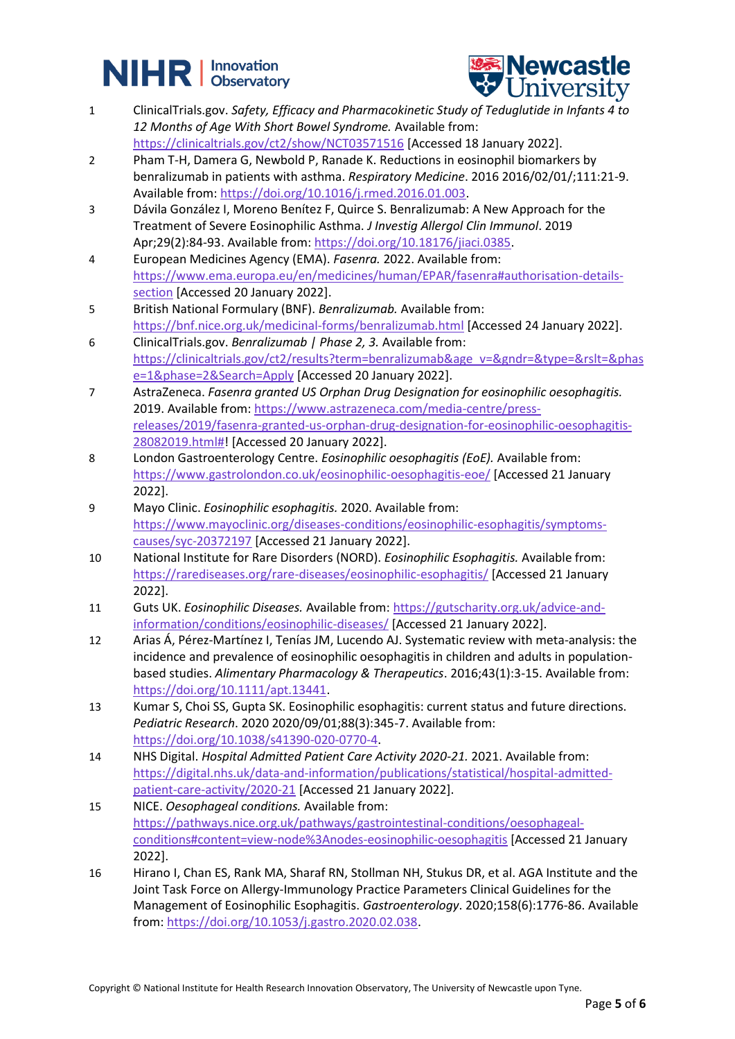1. ClinicalTrials.gov. *Safety, Efficacy and Pharmacokinetic Study of Teduglutide in Infants 4 to 12 Months of Age With Short Bowel Syndrome.* Available from: https://clinicaltrials.gov/ct2/show/NCT03571516 [Accessed 18 January 2022].
2. Pham T-H, Damera G, Newbold P, Ranade K. Reductions in eosinophil biomarkers by benralizumab in patients with asthma. *Respiratory Medicine*. 2016 2016/02/01/;111:21-9. Available from: https://doi.org/10.1016/j.rmed.2016.01.003.
3. Dávila González I, Moreno Benítez F, Quirce S. Benralizumab: A New Approach for the Treatment of Severe Eosinophilic Asthma. *J Investig Allergol Clin Immunol*. 2019 Apr;29(2):84-93. Available from: https://doi.org/10.18176/jiaci.0385.
4. European Medicines Agency (EMA). *Fasenra.* 2022. Available from: https://www.ema.europa.eu/en/medicines/human/EPAR/fasenra#authorisation-details-section [Accessed 20 January 2022].
5. British National Formulary (BNF). *Benralizumab.* Available from: https://bnf.nice.org.uk/medicinal-forms/benralizumab.html [Accessed 24 January 2022].
6. ClinicalTrials.gov. *Benralizumab | Phase 2, 3.* Available from: https://clinicaltrials.gov/ct2/results?term=benralizumab&age_v=&gndr=&type=&rslt=&phase=1&phase=2&Search=Apply [Accessed 20 January 2022].
7. AstraZeneca. *Fasenra granted US Orphan Drug Designation for eosinophilic oesophagitis.* 2019. Available from: https://www.astrazeneca.com/media-centre/press-releases/2019/fasenra-granted-us-orphan-drug-designation-for-eosinophilic-oesophagitis-28082019.html#! [Accessed 20 January 2022].
8. London Gastroenterology Centre. *Eosinophilic oesophagitis (EoE).* Available from: https://www.gastrolondon.co.uk/eosinophilic-oesophagitis-eoe/ [Accessed 21 January 2022].
9. Mayo Clinic. *Eosinophilic esophagitis.* 2020. Available from: https://www.mayoclinic.org/diseases-conditions/eosinophilic-esophagitis/symptoms-causes/syc-20372197 [Accessed 21 January 2022].
10. National Institute for Rare Disorders (NORD). *Eosinophilic Esophagitis.* Available from: https://rarediseases.org/rare-diseases/eosinophilic-esophagitis/ [Accessed 21 January 2022].
11. Guts UK. *Eosinophilic Diseases.* Available from: https://gutscharity.org.uk/advice-and-information/conditions/eosinophilic-diseases/ [Accessed 21 January 2022].
12. Arias Á, Pérez-Martínez I, Tenías JM, Lucendo AJ. Systematic review with meta-analysis: the incidence and prevalence of eosinophilic oesophagitis in children and adults in population-based studies. *Alimentary Pharmacology & Therapeutics*. 2016;43(1):3-15. Available from: https://doi.org/10.1111/apt.13441.
13. Kumar S, Choi SS, Gupta SK. Eosinophilic esophagitis: current status and future directions. *Pediatric Research*. 2020 2020/09/01;88(3):345-7. Available from: https://doi.org/10.1038/s41390-020-0770-4.
14. NHS Digital. *Hospital Admitted Patient Care Activity 2020-21.* 2021. Available from: https://digital.nhs.uk/data-and-information/publications/statistical/hospital-admitted-patient-care-activity/2020-21 [Accessed 21 January 2022].
15. NICE. *Oesophageal conditions.* Available from: https://pathways.nice.org.uk/pathways/gastrointestinal-conditions/oesophageal-conditions#content=view-node%3Anodes-eosinophilic-oesophagitis [Accessed 21 January 2022].
16. Hirano I, Chan ES, Rank MA, Sharaf RN, Stollman NH, Stukus DR, et al. AGA Institute and the Joint Task Force on Allergy-Immunology Practice Parameters Clinical Guidelines for the Management of Eosinophilic Esophagitis. *Gastroenterology*. 2020;158(6):1776-86. Available from: https://doi.org/10.1053/j.gastro.2020.02.038.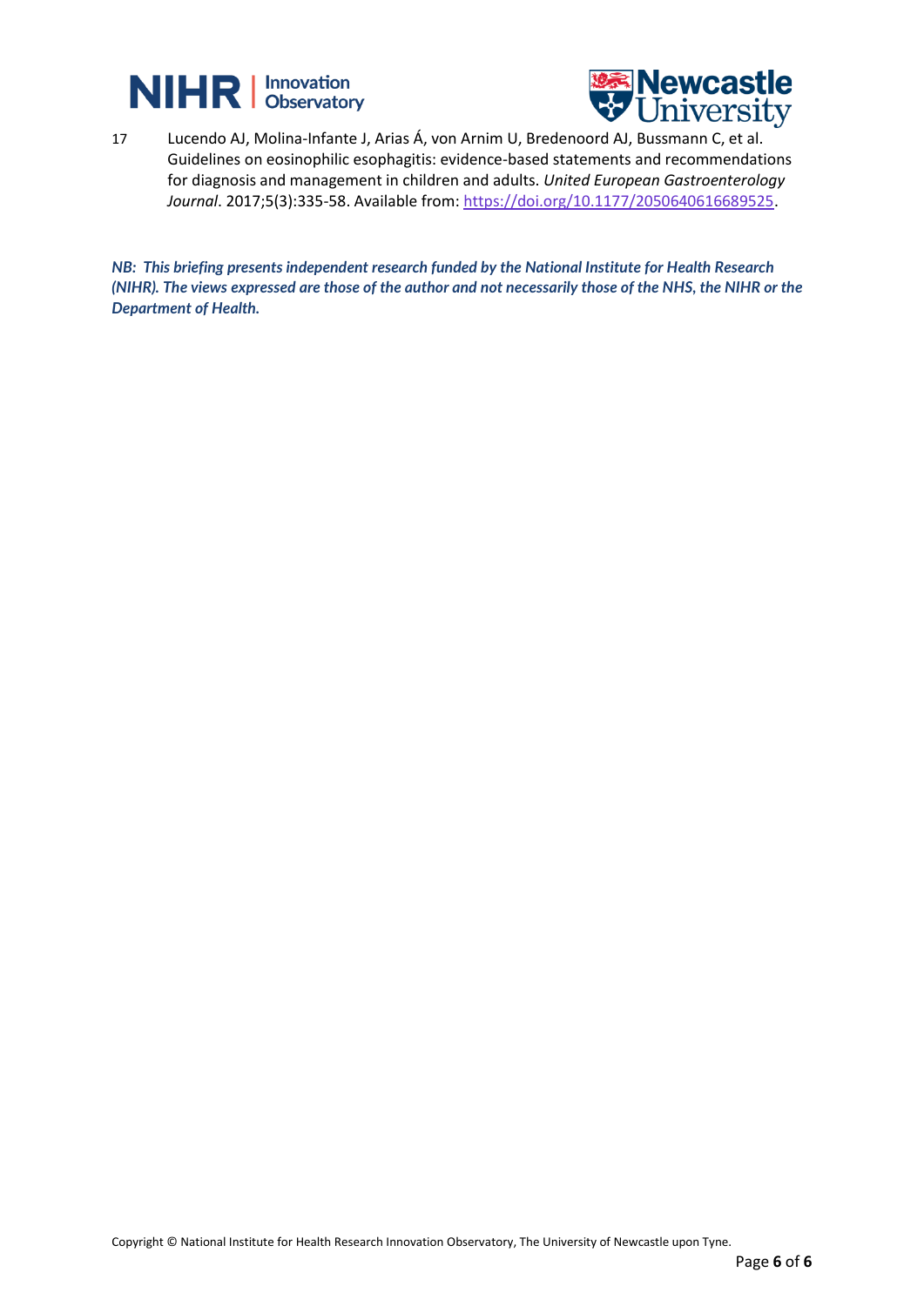17. Lucendo AJ, Molina-Infante J, Arias Á, von Arnim U, Bredenoord AJ, Bussmann C, et al. Guidelines on eosinophilic esophagitis: evidence-based statements and recommendations for diagnosis and management in children and adults. *United European Gastroenterology Journal*. 2017;5(3):335-58. Available from: https://doi.org/10.1177/2050640616689525.

***NB: This briefing presents independent research funded by the National Institute for Health Research (NIHR). The views expressed are those of the author and not necessarily those of the NHS, the NIHR or the Department of Health.***

Copyright © National Institute for Health Research Innovation Observatory, The University of Newcastle upon Tyne.